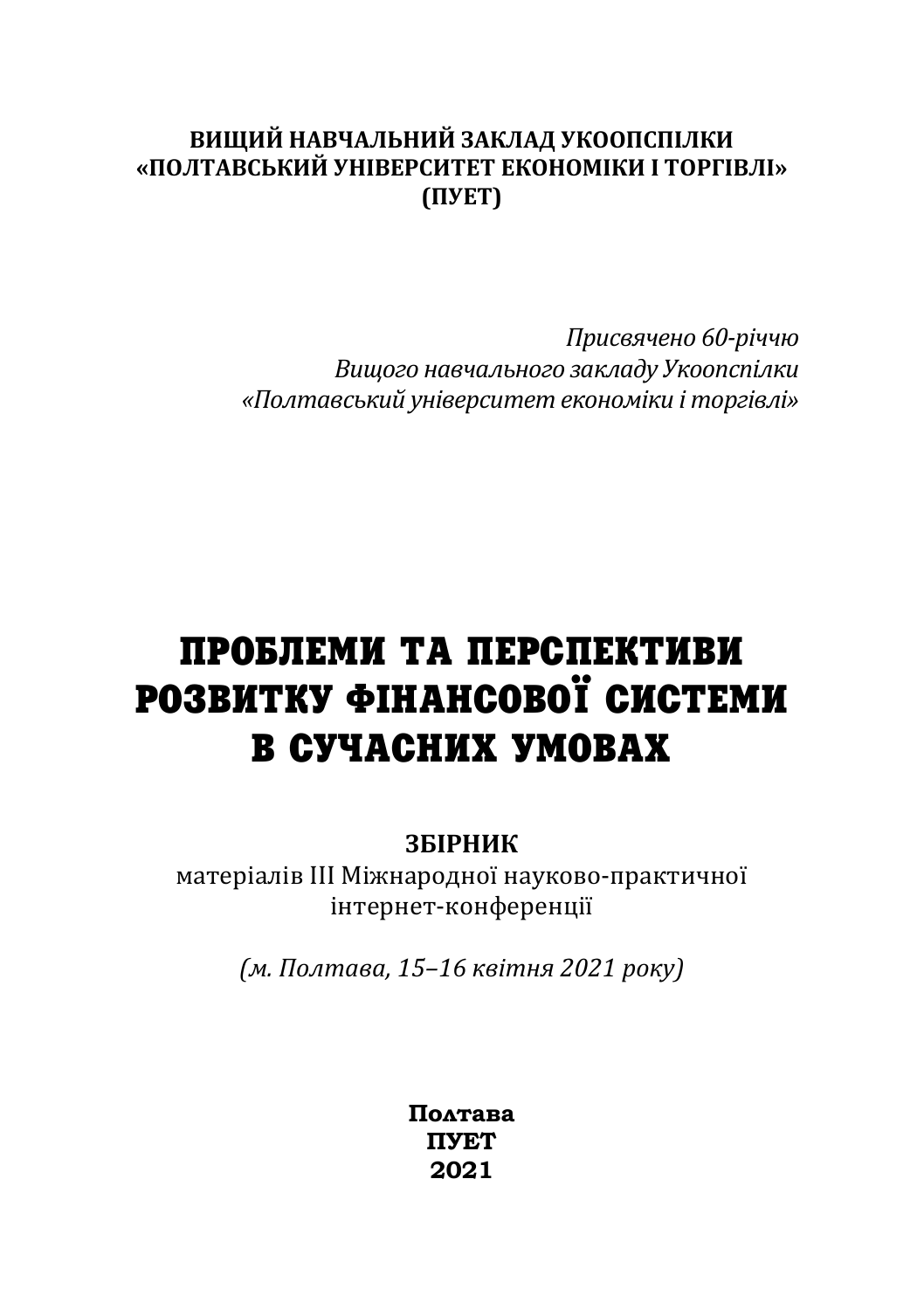**ВИЩИЙ НАВЧАЛЬНИЙ ЗАКЛАД УКООПСПІЛКИ**
**«ПОЛТАВСЬКИЙ УНІВЕРСИТЕТ ЕКОНОМІКИ І ТОРГІВЛІ»**
**(ПУЕТ)**

*Присвячено 60-річчю*
*Вищого навчального закладу Укоопспілки*
*«Полтавський університет економіки і торгівлі»*

# ПРОБЛЕМИ ТА ПЕРСПЕКТИВИ РОЗВИТКУ ФІНАНСОВОЇ СИСТЕМИ В СУЧАСНИХ УМОВАХ

**ЗБІРНИК**
матеріалів III Міжнародної науково-практичної інтернет-конференції

*(м. Полтава, 15–16 квітня 2021 року)*

**Полтава**
**ПУЕТ**
**2021**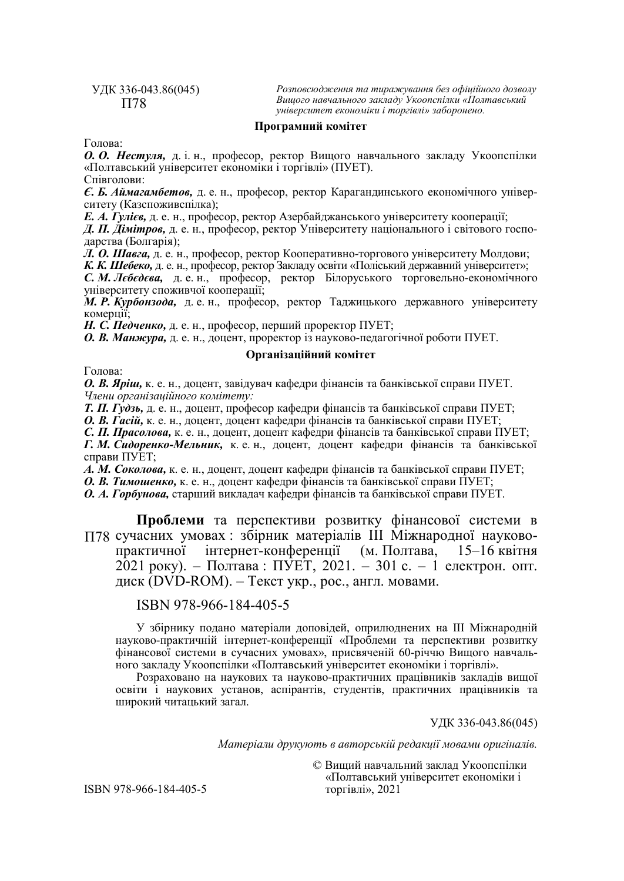УДК 336-043.86(045)
П78

*Розповсюдження та тиражування без офіційного дозволу Вищого навчального закладу Укоопспілки «Полтавський університет економіки і торгівлі» заборонено.*

### Програмний комітет

Голова:

***О. О. Нестуля,*** д. і. н., професор, ректор Вищого навчального закладу Укоопспілки «Полтавський університет економіки і торгівлі» (ПУЕТ).

Співголови:

***Є. Б. Аймагамбетов,*** д. е. н., професор, ректор Карагандинського економічного університету (Казспоживспілка);

***Е. А. Гулієв,*** д. е. н., професор, ректор Азербайджанського університету кооперації;

***Д. П. Дімітров,*** д. е. н., професор, ректор Університету національного і світового господарства (Болгарія);

***Л. О. Шавга,*** д. е. н., професор, ректор Кооперативно-торгового університету Молдови;

***К. К. Шебеко,*** д. е. н., професор, ректор Закладу освіти «Поліський державний університет»;

***С. М. Лєбєдєва,*** д. е. н., професор, ректор Білоруського торговельно-економічного університету споживчої кооперації;

***М. Р. Курбонзода,*** д. е. н., професор, ректор Таджицького державного університету комерції;

***Н. С. Педченко,*** д. е. н., професор, перший проректор ПУЕТ;

***О. В. Манжура,*** д. е. н., доцент, проректор із науково-педагогічної роботи ПУЕТ.

### Організаційний комітет

Голова:

***О. В. Яріш,*** к. е. н., доцент, завідувач кафедри фінансів та банківської справи ПУЕТ.

*Члени організаційного комітету:*

***Т. П. Гудзь,*** д. е. н., доцент, професор кафедри фінансів та банківської справи ПУЕТ;

***О. В. Гасій,*** к. е. н., доцент, доцент кафедри фінансів та банківської справи ПУЕТ;

***С. П. Прасолова,*** к. е. н., доцент, доцент кафедри фінансів та банківської справи ПУЕТ;

***Г. М. Сидоренко-Мельник,*** к. е. н., доцент, доцент кафедри фінансів та банківської справи ПУЕТ;

***А. М. Соколова,*** к. е. н., доцент, доцент кафедри фінансів та банківської справи ПУЕТ;

***О. В. Тимошенко,*** к. е. н., доцент кафедри фінансів та банківської справи ПУЕТ;

***О. А. Горбунова,*** старший викладач кафедри фінансів та банківської справи ПУЕТ.

П78 **Проблеми** та перспективи розвитку фінансової системи в сучасних умовах : збірник матеріалів ІІІ Міжнародної науково-практичної інтернет-конференції (м. Полтава, 15–16 квітня 2021 року). – Полтава : ПУЕТ, 2021. – 301 с. – 1 електрон. опт. диск (DVD-ROM). – Текст укр., рос., англ. мовами.

ISBN 978-966-184-405-5

У збірнику подано матеріали доповідей, оприлюднених на ІІІ Міжнародній науково-практичній інтернет-конференції «Проблеми та перспективи розвитку фінансової системи в сучасних умовах», присвяченій 60-річчю Вищого навчального закладу Укоопспілки «Полтавський університет економіки і торгівлі».

Розраховано на наукових та науково-практичних працівників закладів вищої освіти і наукових установ, аспірантів, студентів, практичних працівників та широкий читацький загал.

УДК 336-043.86(045)

*Матеріали друкують в авторській редакції мовами оригіналів.*

ISBN 978-966-184-405-5

© Вищий навчальний заклад Укоопспілки «Полтавський університет економіки і торгівлі», 2021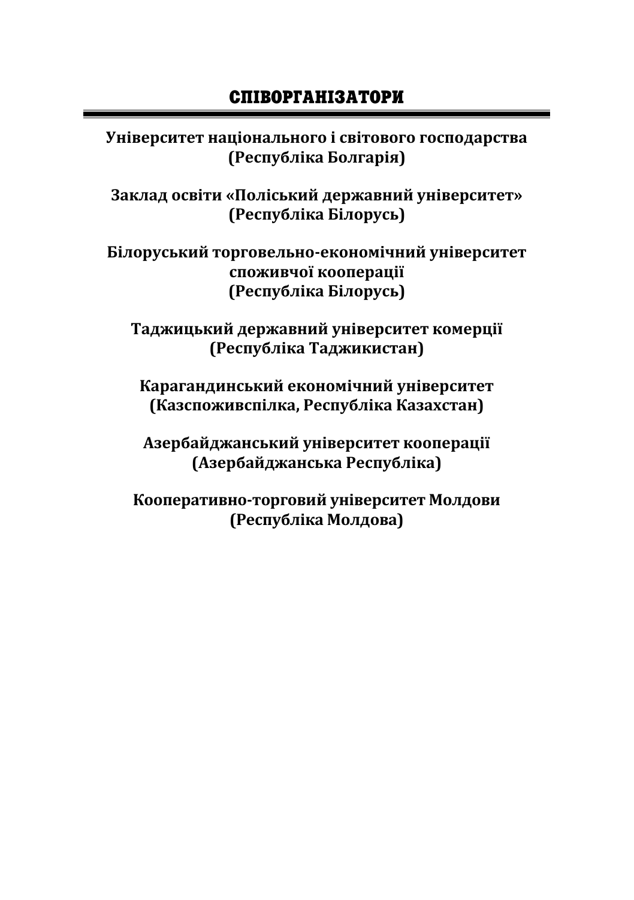# СПІВОРГАНІЗАТОРИ

**Університет національного і світового господарства**
**(Республіка Болгарія)**

**Заклад освіти «Поліський державний університет»**
**(Республіка Білорусь)**

**Білоруський торговельно-економічний університет**
**споживчої кооперації**
**(Республіка Білорусь)**

**Таджицький державний університет комерції**
**(Республіка Таджикистан)**

**Карагандинський економічний університет**
**(Казспоживспілка, Республіка Казахстан)**

**Азербайджанський університет кооперації**
**(Азербайджанська Республіка)**

**Кооперативно-торговий університет Молдови**
**(Республіка Молдова)**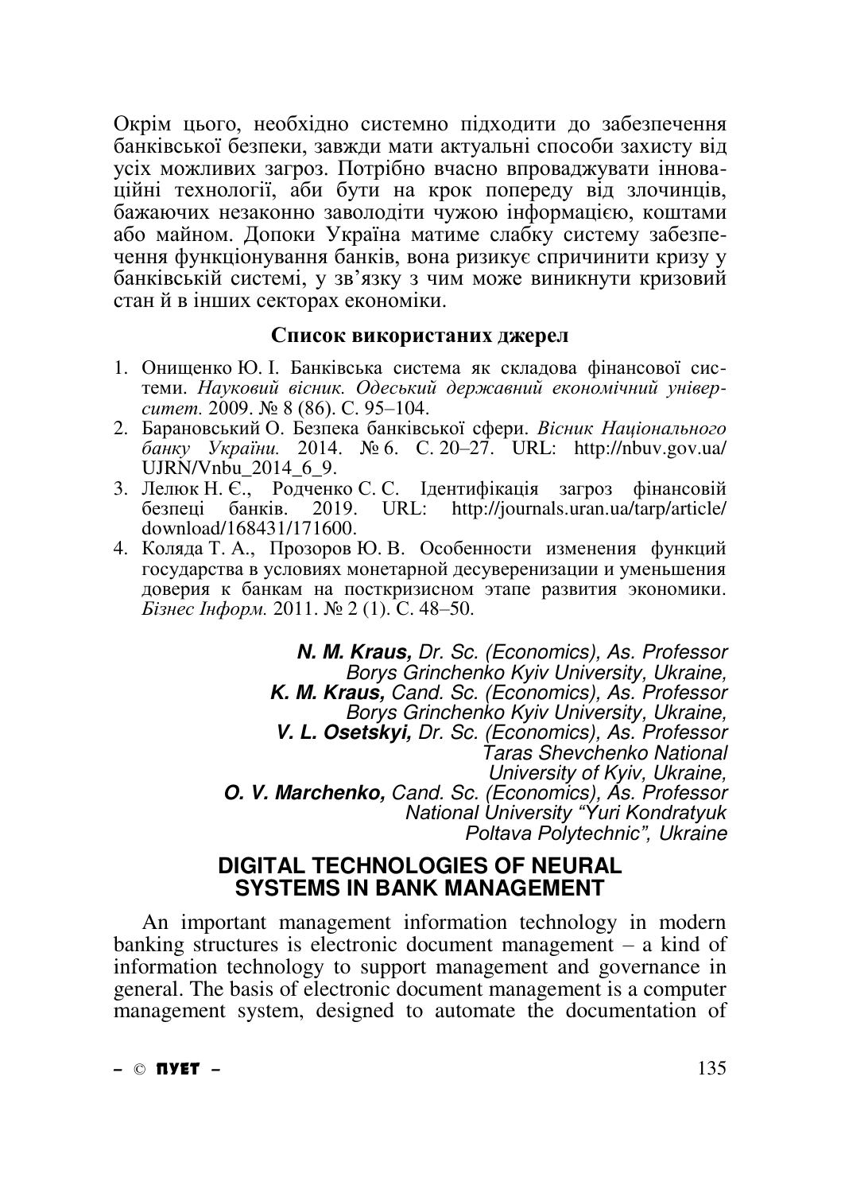Окрім цього, необхідно системно підходити до забезпечення банківської безпеки, завжди мати актуальні способи захисту від усіх можливих загроз. Потрібно вчасно впроваджувати інноваційні технології, аби бути на крок попереду від злочинців, бажаючих незаконно заволодіти чужою інформацією, коштами або майном. Допоки Україна матиме слабку систему забезпечення функціонування банків, вона ризикує спричинити кризу у банківській системі, у зв'язку з чим може виникнути кризовий стан й в інших секторах економіки.

### Список використаних джерел

1. Онищенко Ю. І. Банківська система як складова фінансової системи. *Науковий вісник. Одеський державний економічний університет.* 2009. № 8 (86). С. 95–104.
2. Барановський О. Безпека банківської сфери. *Вісник Національного банку України.* 2014. № 6. С. 20–27. URL: http://nbuv.gov.ua/UJRN/Vnbu_2014_6_9.
3. Лелюк Н. Є., Родченко С. С. Ідентифікація загроз фінансовій безпеці банків. 2019. URL: http://journals.uran.ua/tarp/article/download/168431/171600.
4. Коляда Т. А., Прозоров Ю. В. Особенности изменения функций государства в условиях монетарной десуверенизации и уменьшения доверия к банкам на посткризисном этапе развития экономики. *Бізнес Інформ.* 2011. № 2 (1). С. 48–50.

***N. M. Kraus,*** *Dr. Sc. (Economics), As. Professor*
*Borys Grinchenko Kyiv University, Ukraine,*
***K. M. Kraus,*** *Cand. Sc. (Economics), As. Professor*
*Borys Grinchenko Kyiv University, Ukraine,*
***V. L. Osetskyi,*** *Dr. Sc. (Economics), As. Professor*
*Taras Shevchenko National*
*University of Kyiv, Ukraine,*
***O. V. Marchenko,*** *Cand. Sc. (Economics), As. Professor*
*National University "Yuri Kondratyuk*
*Poltava Polytechnic", Ukraine*

## DIGITAL TECHNOLOGIES OF NEURAL SYSTEMS IN BANK MANAGEMENT

An important management information technology in modern banking structures is electronic document management – a kind of information technology to support management and governance in general. The basis of electronic document management is a computer management system, designed to automate the documentation of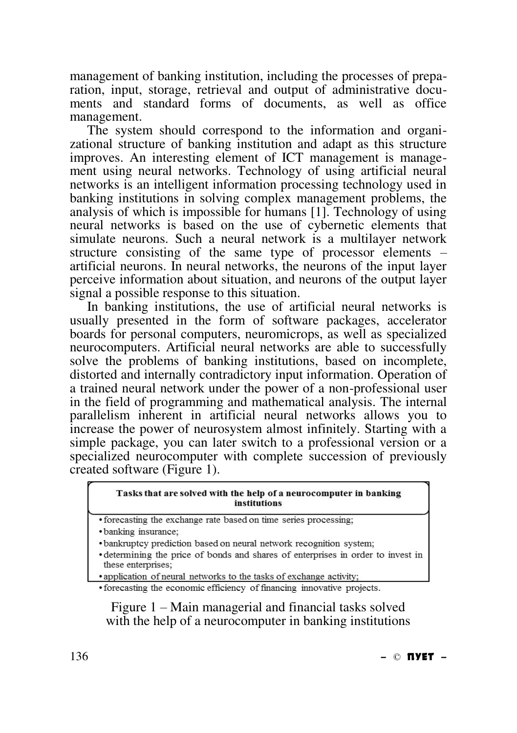management of banking institution, including the processes of preparation, input, storage, retrieval and output of administrative documents and standard forms of documents, as well as office management.

The system should correspond to the information and organizational structure of banking institution and adapt as this structure improves. An interesting element of ICT management is management using neural networks. Technology of using artificial neural networks is an intelligent information processing technology used in banking institutions in solving complex management problems, the analysis of which is impossible for humans [1]. Technology of using neural networks is based on the use of cybernetic elements that simulate neurons. Such a neural network is a multilayer network structure consisting of the same type of processor elements – artificial neurons. In neural networks, the neurons of the input layer perceive information about situation, and neurons of the output layer signal a possible response to this situation.

In banking institutions, the use of artificial neural networks is usually presented in the form of software packages, accelerator boards for personal computers, neuromicrops, as well as specialized neurocomputers. Artificial neural networks are able to successfully solve the problems of banking institutions, based on incomplete, distorted and internally contradictory input information. Operation of a trained neural network under the power of a non-professional user in the field of programming and mathematical analysis. The internal parallelism inherent in artificial neural networks allows you to increase the power of neurosystem almost infinitely. Starting with a simple package, you can later switch to a professional version or a specialized neurocomputer with complete succession of previously created software (Figure 1).

**Tasks that are solved with the help of a neurocomputer in banking institutions**

- forecasting the exchange rate based on time series processing;
- banking insurance;
- bankruptcy prediction based on neural network recognition system;
- determining the price of bonds and shares of enterprises in order to invest in these enterprises;
- application of neural networks to the tasks of exchange activity;
- forecasting the economic efficiency of financing innovative projects.

Figure 1 – Main managerial and financial tasks solved with the help of a neurocomputer in banking institutions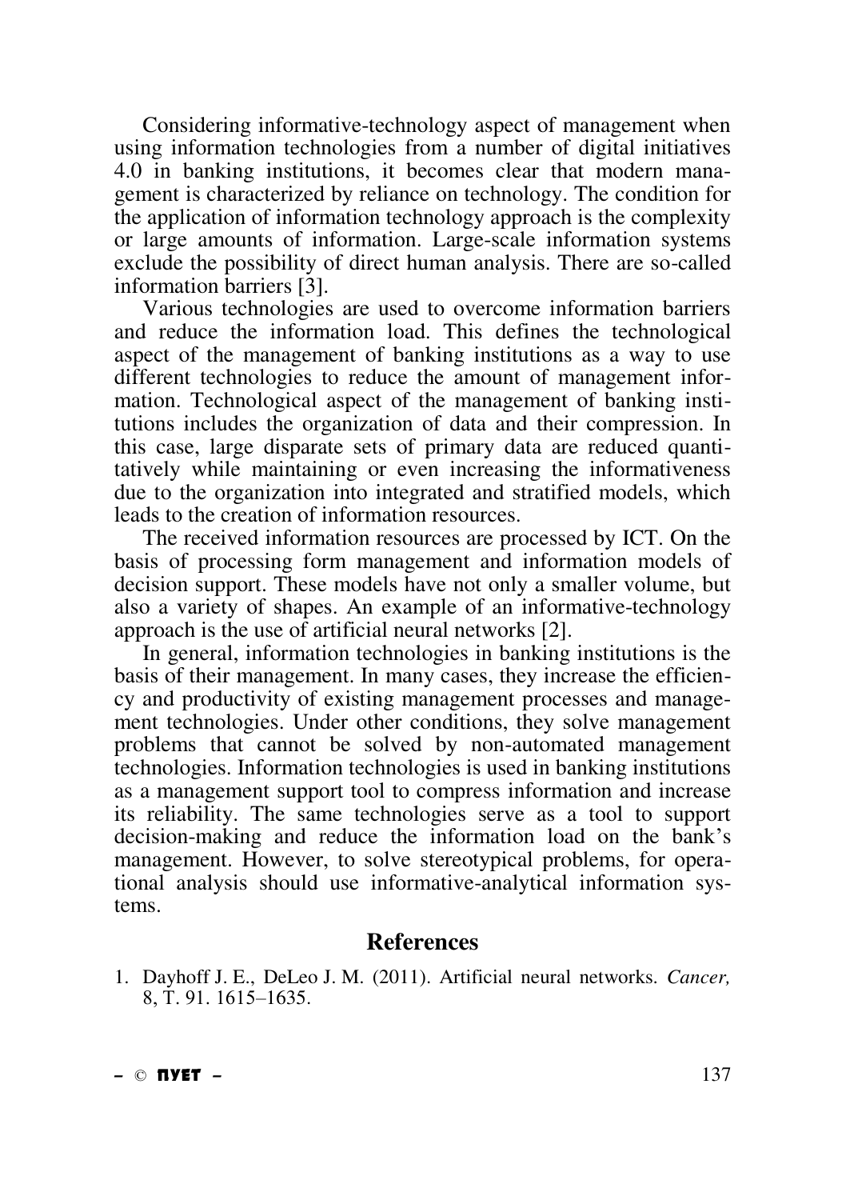Considering informative-technology aspect of management when using information technologies from a number of digital initiatives 4.0 in banking institutions, it becomes clear that modern management is characterized by reliance on technology. The condition for the application of information technology approach is the complexity or large amounts of information. Large-scale information systems exclude the possibility of direct human analysis. There are so-called information barriers [3].

Various technologies are used to overcome information barriers and reduce the information load. This defines the technological aspect of the management of banking institutions as a way to use different technologies to reduce the amount of management information. Technological aspect of the management of banking institutions includes the organization of data and their compression. In this case, large disparate sets of primary data are reduced quantitatively while maintaining or even increasing the informativeness due to the organization into integrated and stratified models, which leads to the creation of information resources.

The received information resources are processed by ICT. On the basis of processing form management and information models of decision support. These models have not only a smaller volume, but also a variety of shapes. An example of an informative-technology approach is the use of artificial neural networks [2].

In general, information technologies in banking institutions is the basis of their management. In many cases, they increase the efficiency and productivity of existing management processes and management technologies. Under other conditions, they solve management problems that cannot be solved by non-automated management technologies. Information technologies is used in banking institutions as a management support tool to compress information and increase its reliability. The same technologies serve as a tool to support decision-making and reduce the information load on the bank's management. However, to solve stereotypical problems, for operational analysis should use informative-analytical information systems.

## References

1. Dayhoff J. E., DeLeo J. M. (2011). Artificial neural networks. *Cancer,* 8, T. 91. 1615–1635.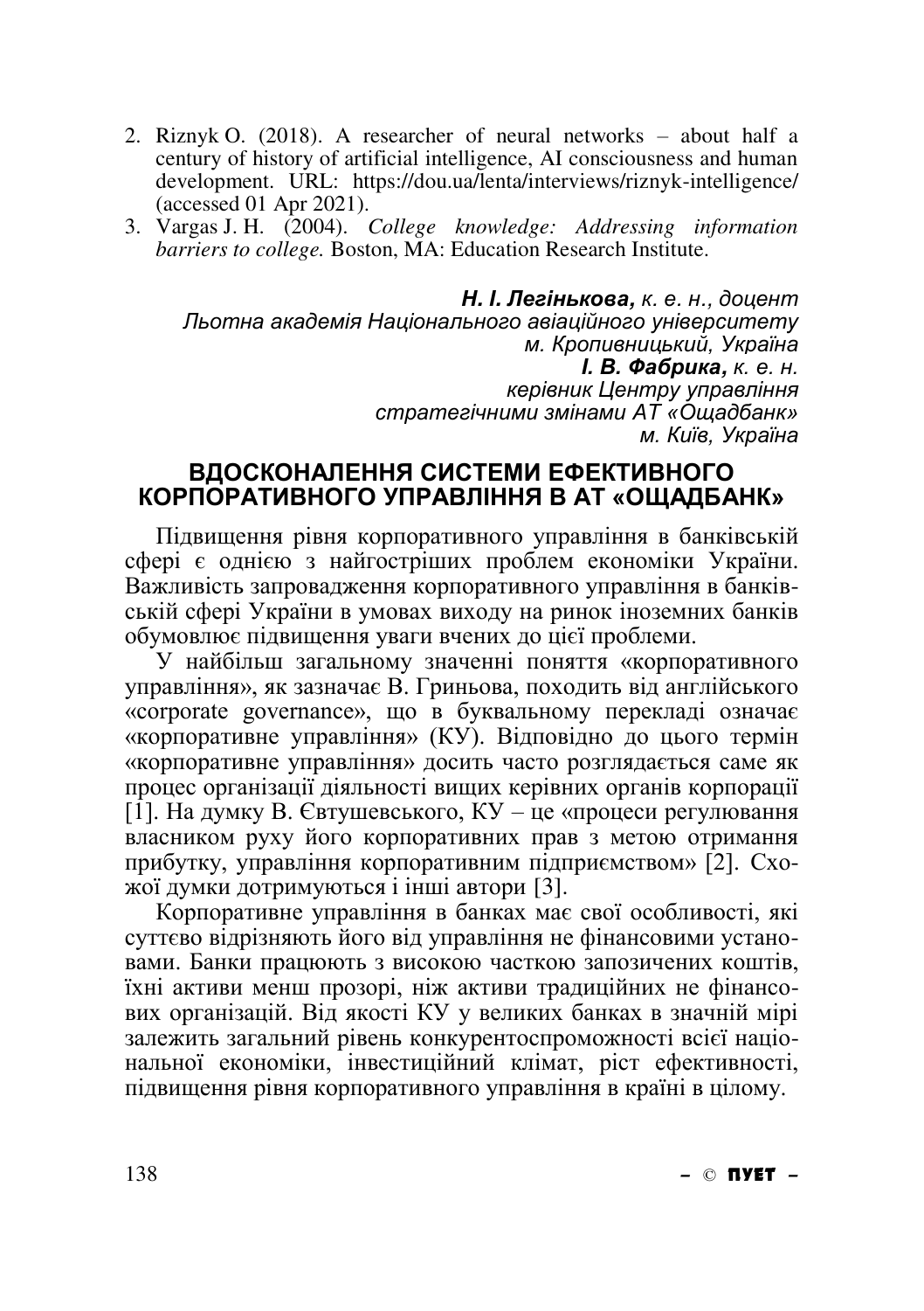2. Riznyk O. (2018). A researcher of neural networks – about half a century of history of artificial intelligence, AI consciousness and human development. URL: https://dou.ua/lenta/interviews/riznyk-intelligence/ (accessed 01 Apr 2021).
3. Vargas J. H. (2004). *College knowledge: Addressing information barriers to college.* Boston, MA: Education Research Institute.

***Н. І. Легінькова,*** *к. е. н., доцент*
*Льотна академія Національного авіаційного університету*
*м. Кропивницький, Україна*
***І. В. Фабрика,*** *к. е. н.*
*керівник Центру управління*
*стратегічними змінами АТ «Ощадбанк»*
*м. Київ, Україна*

## ВДОСКОНАЛЕННЯ СИСТЕМИ ЕФЕКТИВНОГО КОРПОРАТИВНОГО УПРАВЛІННЯ В АТ «ОЩАДБАНК»

Підвищення рівня корпоративного управління в банківській сфері є однією з найгостріших проблем економіки України. Важливість запровадження корпоративного управління в банківській сфері України в умовах виходу на ринок іноземних банків обумовлює підвищення уваги вчених до цієї проблеми.

У найбільш загальному значенні поняття «корпоративного управління», як зазначає В. Гриньова, походить від англійського «corporate governance», що в буквальному перекладі означає «корпоративне управління» (КУ). Відповідно до цього термін «корпоративне управління» досить часто розглядається саме як процес організації діяльності вищих керівних органів корпорації [1]. На думку В. Євтушевського, КУ – це «процеси регулювання власником руху його корпоративних прав з метою отримання прибутку, управління корпоративним підприємством» [2]. Схожої думки дотримуються і інші автори [3].

Корпоративне управління в банках має свої особливості, які суттєво відрізняють його від управління не фінансовими установами. Банки працюють з високою часткою запозичених коштів, їхні активи менш прозорі, ніж активи традиційних не фінансових організацій. Від якості КУ у великих банках в значній мірі залежить загальний рівень конкурентоспроможності всієї національної економіки, інвестиційний клімат, ріст ефективності, підвищення рівня корпоративного управління в країні в цілому.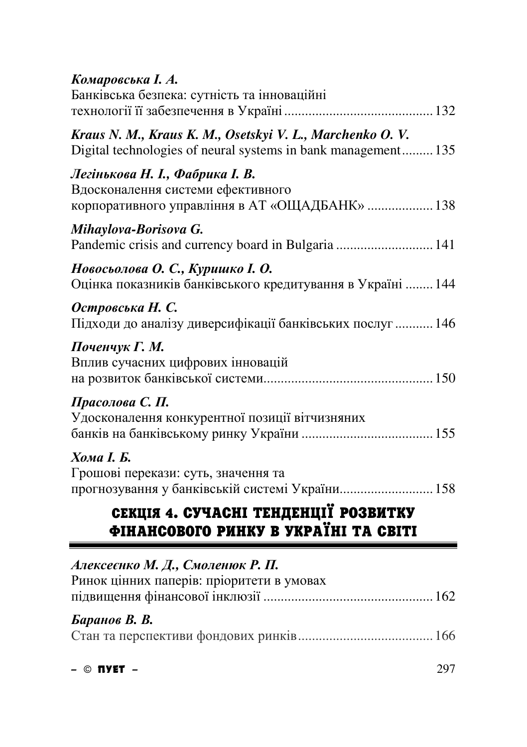***Комаровська І. А.***
Банківська безпека: сутність та інноваційні технології її забезпечення в Україні ........................................... 132

***Kraus N. M., Kraus K. M., Osetskyi V. L., Marchenko O. V.***
Digital technologies of neural systems in bank management......... 135

***Легінькова Н. І., Фабрика І. В.***
Вдосконалення системи ефективного корпоративного управління в АТ «ОЩАДБАНК» .................. 138

***Mihaylova-Borisova G.***
Pandemic crisis and currency board in Bulgaria ........................... 141

***Новосьолова О. С., Куришко І. О.***
Оцінка показників банківського кредитування в Україні ........ 144

***Островська Н. С.***
Підходи до аналізу диверсифікації банківських послуг ........... 146

***Поченчук Г. М.***
Вплив сучасних цифрових інновацій на розвиток банківської системи................................................. 150

***Прасолова С. П.***
Удосконалення конкурентної позиції вітчизняних банків на банківському ринку України ...................................... 155

***Хома І. Б.***
Грошові перекази: суть, значення та прогнозування у банківській системі України........................... 158

## СЕКЦІЯ 4. СУЧАСНІ ТЕНДЕНЦІЇ РОЗВИТКУ ФІНАНСОВОГО РИНКУ В УКРАЇНІ ТА СВІТІ

***Алексеєнко М. Д., Смоленюк Р. П.***
Ринок цінних паперів: пріоритети в умовах підвищення фінансової інклюзії ................................................ 162

***Баранов В. В.***
Стан та перспективи фондових ринків....................................... 166